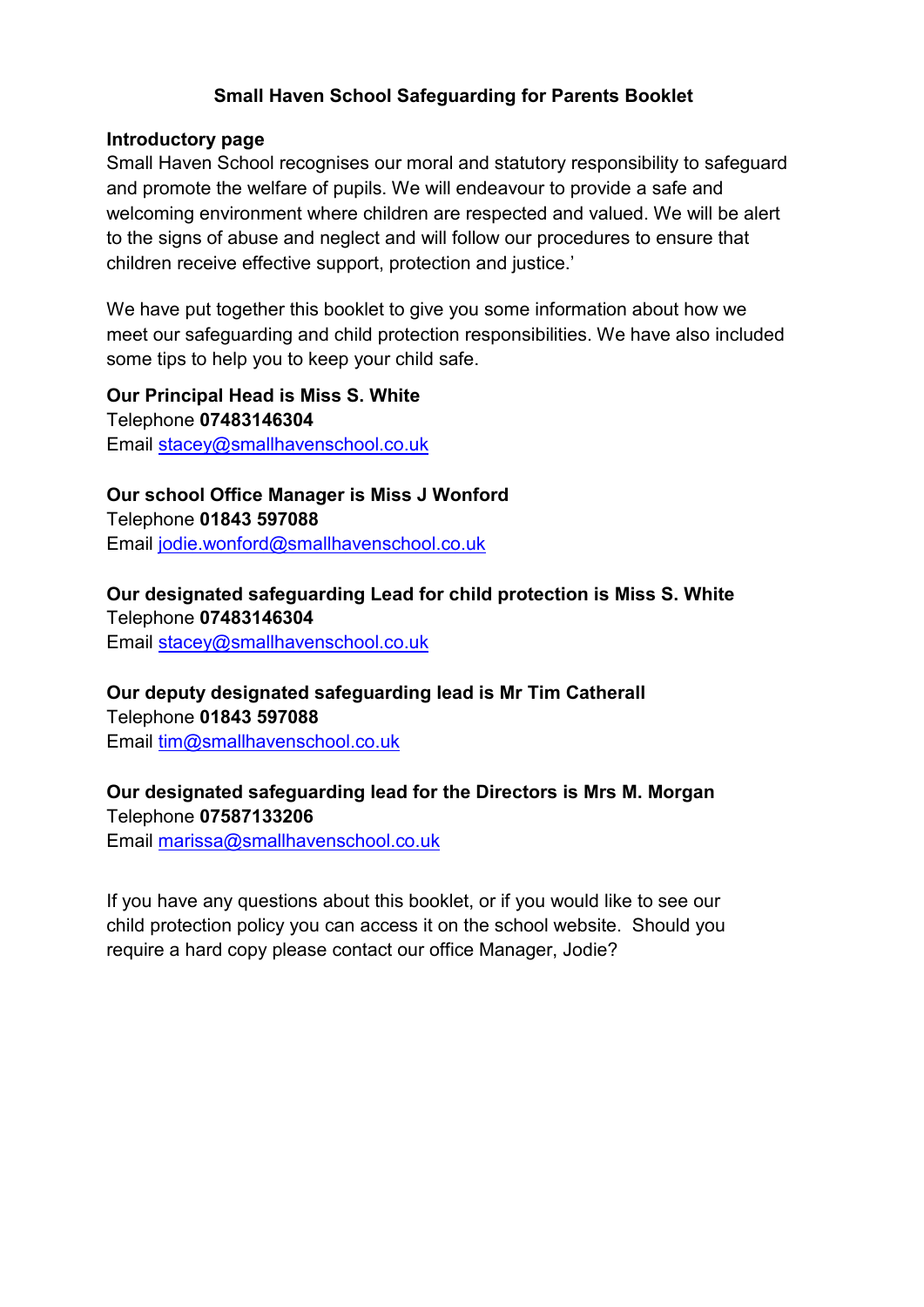# Small Haven School Safeguarding for Parents Booklet

## Introductory page

Small Haven School recognises our moral and statutory responsibility to safeguard and promote the welfare of pupils. We will endeavour to provide a safe and welcoming environment where children are respected and valued. We will be alert to the signs of abuse and neglect and will follow our procedures to ensure that children receive effective support, protection and justice.'

We have put together this booklet to give you some information about how we meet our safeguarding and child protection responsibilities. We have also included some tips to help you to keep your child safe.

**Our Principal Head is Miss S. White**
Telephone **07483146304**
Email stacey@smallhavenschool.co.uk

**Our school Office Manager is Miss J Wonford**
Telephone **01843 597088**
Email jodie.wonford@smallhavenschool.co.uk

**Our designated safeguarding Lead for child protection is Miss S. White**
Telephone **07483146304**
Email stacey@smallhavenschool.co.uk

**Our deputy designated safeguarding lead is Mr Tim Catherall**
Telephone **01843 597088**
Email tim@smallhavenschool.co.uk

**Our designated safeguarding lead for the Directors is Mrs M. Morgan**
Telephone **07587133206**
Email marissa@smallhavenschool.co.uk

If you have any questions about this booklet, or if you would like to see our child protection policy you can access it on the school website. Should you require a hard copy please contact our office Manager, Jodie?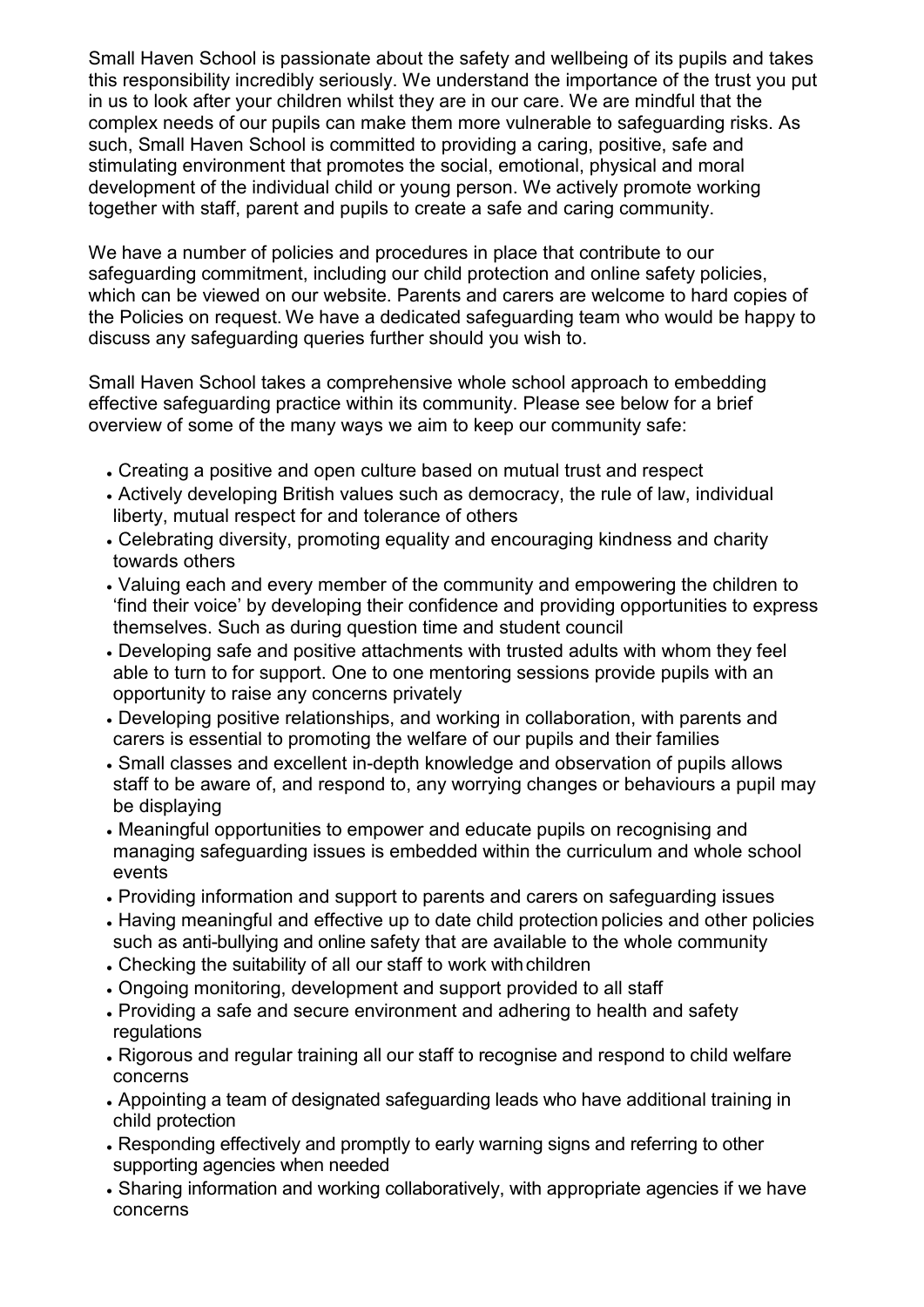Small Haven School is passionate about the safety and wellbeing of its pupils and takes this responsibility incredibly seriously. We understand the importance of the trust you put in us to look after your children whilst they are in our care. We are mindful that the complex needs of our pupils can make them more vulnerable to safeguarding risks. As such, Small Haven School is committed to providing a caring, positive, safe and stimulating environment that promotes the social, emotional, physical and moral development of the individual child or young person. We actively promote working together with staff, parent and pupils to create a safe and caring community.

We have a number of policies and procedures in place that contribute to our safeguarding commitment, including our child protection and online safety policies, which can be viewed on our website. Parents and carers are welcome to hard copies of the Policies on request. We have a dedicated safeguarding team who would be happy to discuss any safeguarding queries further should you wish to.

Small Haven School takes a comprehensive whole school approach to embedding effective safeguarding practice within its community. Please see below for a brief overview of some of the many ways we aim to keep our community safe:

- Creating a positive and open culture based on mutual trust and respect
- Actively developing British values such as democracy, the rule of law, individual liberty, mutual respect for and tolerance of others
- Celebrating diversity, promoting equality and encouraging kindness and charity towards others
- Valuing each and every member of the community and empowering the children to 'find their voice' by developing their confidence and providing opportunities to express themselves. Such as during question time and student council
- Developing safe and positive attachments with trusted adults with whom they feel able to turn to for support. One to one mentoring sessions provide pupils with an opportunity to raise any concerns privately
- Developing positive relationships, and working in collaboration, with parents and carers is essential to promoting the welfare of our pupils and their families
- Small classes and excellent in-depth knowledge and observation of pupils allows staff to be aware of, and respond to, any worrying changes or behaviours a pupil may be displaying
- Meaningful opportunities to empower and educate pupils on recognising and managing safeguarding issues is embedded within the curriculum and whole school events
- Providing information and support to parents and carers on safeguarding issues
- Having meaningful and effective up to date child protection policies and other policies such as anti-bullying and online safety that are available to the whole community
- Checking the suitability of all our staff to work with children
- Ongoing monitoring, development and support provided to all staff
- Providing a safe and secure environment and adhering to health and safety regulations
- Rigorous and regular training all our staff to recognise and respond to child welfare concerns
- Appointing a team of designated safeguarding leads who have additional training in child protection
- Responding effectively and promptly to early warning signs and referring to other supporting agencies when needed
- Sharing information and working collaboratively, with appropriate agencies if we have concerns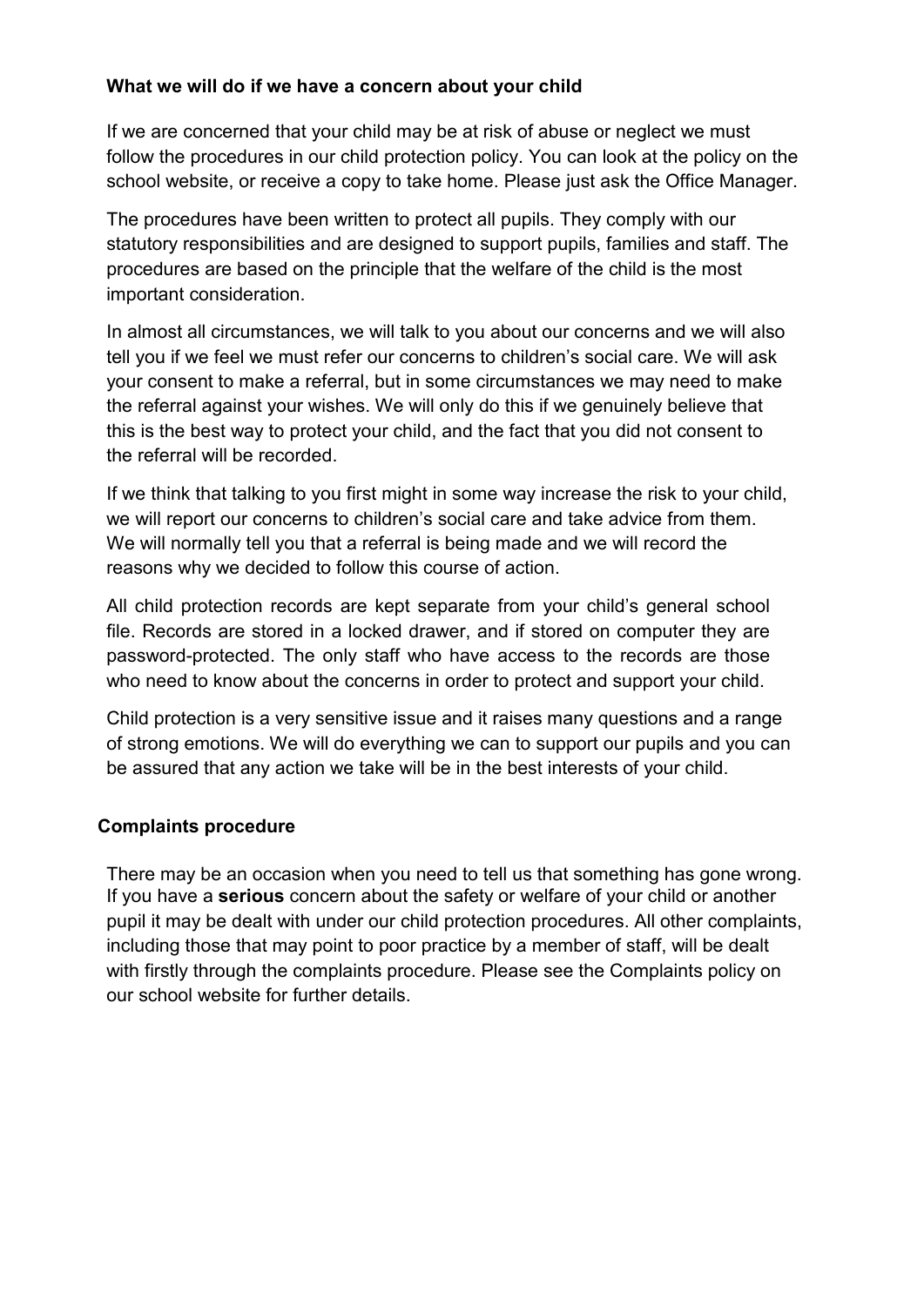## What we will do if we have a concern about your child

If we are concerned that your child may be at risk of abuse or neglect we must follow the procedures in our child protection policy. You can look at the policy on the school website, or receive a copy to take home. Please just ask the Office Manager.

The procedures have been written to protect all pupils. They comply with our statutory responsibilities and are designed to support pupils, families and staff. The procedures are based on the principle that the welfare of the child is the most important consideration.

In almost all circumstances, we will talk to you about our concerns and we will also tell you if we feel we must refer our concerns to children's social care. We will ask your consent to make a referral, but in some circumstances we may need to make the referral against your wishes. We will only do this if we genuinely believe that this is the best way to protect your child, and the fact that you did not consent to the referral will be recorded.

If we think that talking to you first might in some way increase the risk to your child, we will report our concerns to children's social care and take advice from them. We will normally tell you that a referral is being made and we will record the reasons why we decided to follow this course of action.

All child protection records are kept separate from your child's general school file. Records are stored in a locked drawer, and if stored on computer they are password-protected. The only staff who have access to the records are those who need to know about the concerns in order to protect and support your child.

Child protection is a very sensitive issue and it raises many questions and a range of strong emotions. We will do everything we can to support our pupils and you can be assured that any action we take will be in the best interests of your child.

## Complaints procedure

There may be an occasion when you need to tell us that something has gone wrong. If you have a **serious** concern about the safety or welfare of your child or another pupil it may be dealt with under our child protection procedures. All other complaints, including those that may point to poor practice by a member of staff, will be dealt with firstly through the complaints procedure. Please see the Complaints policy on our school website for further details.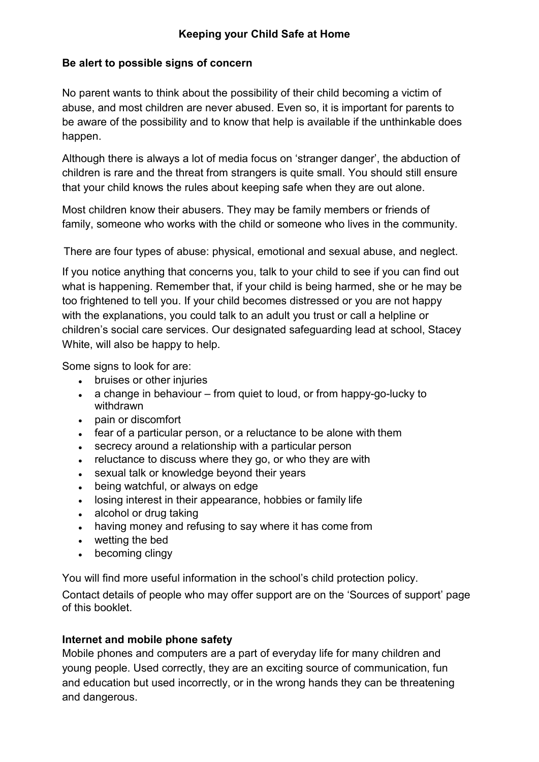## Keeping your Child Safe at Home

### Be alert to possible signs of concern

No parent wants to think about the possibility of their child becoming a victim of abuse, and most children are never abused. Even so, it is important for parents to be aware of the possibility and to know that help is available if the unthinkable does happen.

Although there is always a lot of media focus on 'stranger danger', the abduction of children is rare and the threat from strangers is quite small. You should still ensure that your child knows the rules about keeping safe when they are out alone.

Most children know their abusers. They may be family members or friends of family, someone who works with the child or someone who lives in the community.

There are four types of abuse: physical, emotional and sexual abuse, and neglect.

If you notice anything that concerns you, talk to your child to see if you can find out what is happening. Remember that, if your child is being harmed, she or he may be too frightened to tell you. If your child becomes distressed or you are not happy with the explanations, you could talk to an adult you trust or call a helpline or children's social care services. Our designated safeguarding lead at school, Stacey White, will also be happy to help.

Some signs to look for are:

- bruises or other injuries
- a change in behaviour – from quiet to loud, or from happy-go-lucky to withdrawn
- pain or discomfort
- fear of a particular person, or a reluctance to be alone with them
- secrecy around a relationship with a particular person
- reluctance to discuss where they go, or who they are with
- sexual talk or knowledge beyond their years
- being watchful, or always on edge
- losing interest in their appearance, hobbies or family life
- alcohol or drug taking
- having money and refusing to say where it has come from
- wetting the bed
- becoming clingy

You will find more useful information in the school's child protection policy.

Contact details of people who may offer support are on the 'Sources of support' page of this booklet.

### Internet and mobile phone safety

Mobile phones and computers are a part of everyday life for many children and young people. Used correctly, they are an exciting source of communication, fun and education but used incorrectly, or in the wrong hands they can be threatening and dangerous.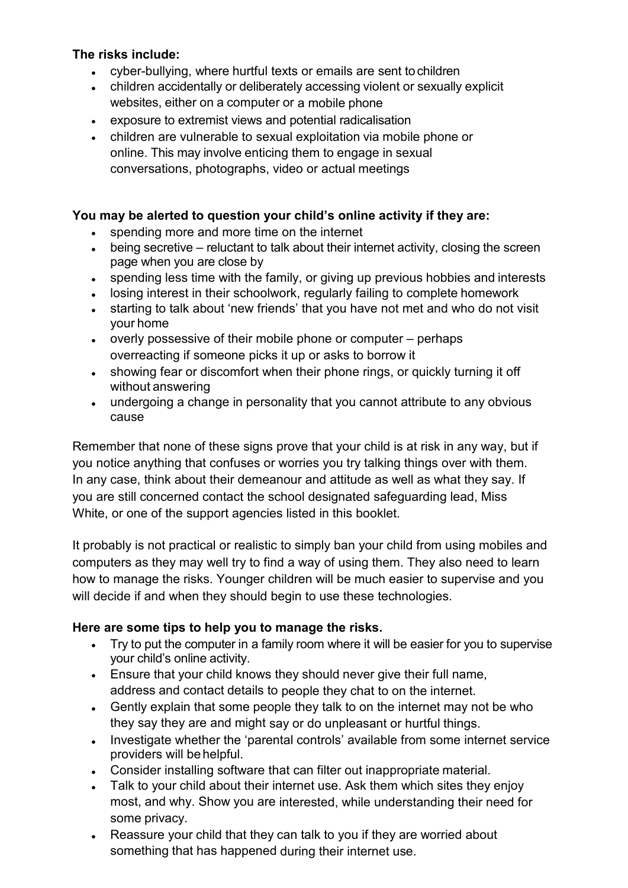**The risks include:**

- cyber-bullying, where hurtful texts or emails are sent to children
- children accidentally or deliberately accessing violent or sexually explicit websites, either on a computer or a mobile phone
- exposure to extremist views and potential radicalisation
- children are vulnerable to sexual exploitation via mobile phone or online. This may involve enticing them to engage in sexual conversations, photographs, video or actual meetings

**You may be alerted to question your child's online activity if they are:**

- spending more and more time on the internet
- being secretive – reluctant to talk about their internet activity, closing the screen page when you are close by
- spending less time with the family, or giving up previous hobbies and interests
- losing interest in their schoolwork, regularly failing to complete homework
- starting to talk about 'new friends' that you have not met and who do not visit your home
- overly possessive of their mobile phone or computer – perhaps overreacting if someone picks it up or asks to borrow it
- showing fear or discomfort when their phone rings, or quickly turning it off without answering
- undergoing a change in personality that you cannot attribute to any obvious cause

Remember that none of these signs prove that your child is at risk in any way, but if you notice anything that confuses or worries you try talking things over with them. In any case, think about their demeanour and attitude as well as what they say. If you are still concerned contact the school designated safeguarding lead, Miss White, or one of the support agencies listed in this booklet.

It probably is not practical or realistic to simply ban your child from using mobiles and computers as they may well try to find a way of using them. They also need to learn how to manage the risks. Younger children will be much easier to supervise and you will decide if and when they should begin to use these technologies.

**Here are some tips to help you to manage the risks.**

- Try to put the computer in a family room where it will be easier for you to supervise your child's online activity.
- Ensure that your child knows they should never give their full name, address and contact details to people they chat to on the internet.
- Gently explain that some people they talk to on the internet may not be who they say they are and might say or do unpleasant or hurtful things.
- Investigate whether the 'parental controls' available from some internet service providers will be helpful.
- Consider installing software that can filter out inappropriate material.
- Talk to your child about their internet use. Ask them which sites they enjoy most, and why. Show you are interested, while understanding their need for some privacy.
- Reassure your child that they can talk to you if they are worried about something that has happened during their internet use.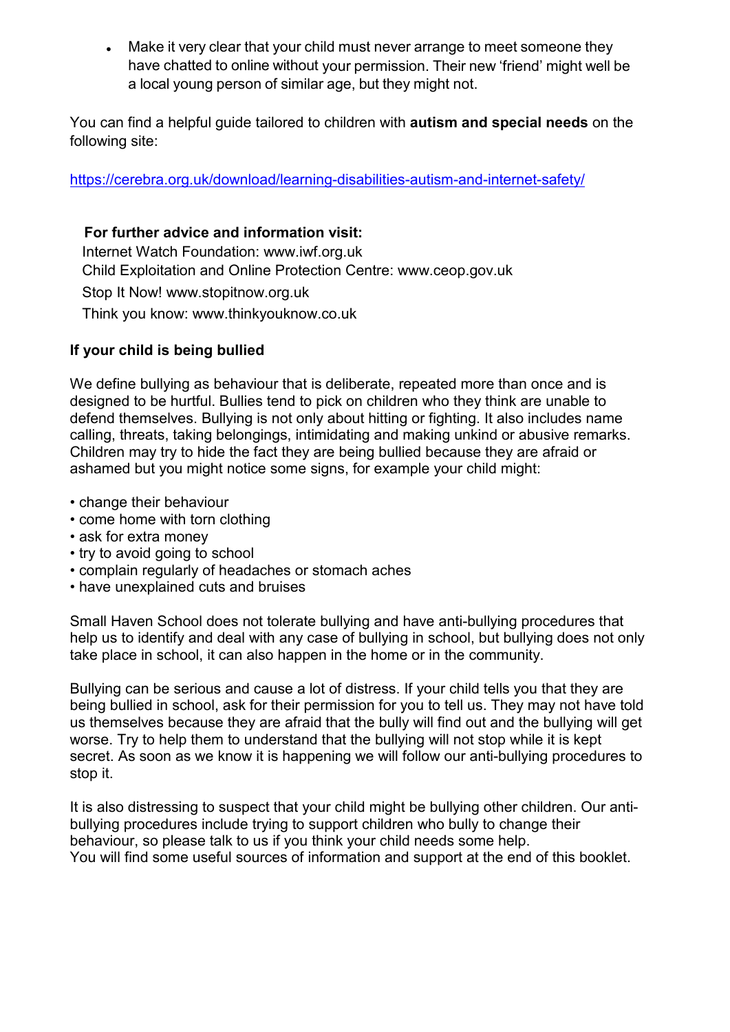- Make it very clear that your child must never arrange to meet someone they have chatted to online without your permission. Their new 'friend' might well be a local young person of similar age, but they might not.

You can find a helpful guide tailored to children with **autism and special needs** on the following site:

https://cerebra.org.uk/download/learning-disabilities-autism-and-internet-safety/

**For further advice and information visit:**
Internet Watch Foundation: www.iwf.org.uk
Child Exploitation and Online Protection Centre: www.ceop.gov.uk
Stop It Now! www.stopitnow.org.uk
Think you know: www.thinkyouknow.co.uk

### If your child is being bullied

We define bullying as behaviour that is deliberate, repeated more than once and is designed to be hurtful. Bullies tend to pick on children who they think are unable to defend themselves. Bullying is not only about hitting or fighting. It also includes name calling, threats, taking belongings, intimidating and making unkind or abusive remarks. Children may try to hide the fact they are being bullied because they are afraid or ashamed but you might notice some signs, for example your child might:

- change their behaviour
- come home with torn clothing
- ask for extra money
- try to avoid going to school
- complain regularly of headaches or stomach aches
- have unexplained cuts and bruises

Small Haven School does not tolerate bullying and have anti-bullying procedures that help us to identify and deal with any case of bullying in school, but bullying does not only take place in school, it can also happen in the home or in the community.

Bullying can be serious and cause a lot of distress. If your child tells you that they are being bullied in school, ask for their permission for you to tell us. They may not have told us themselves because they are afraid that the bully will find out and the bullying will get worse. Try to help them to understand that the bullying will not stop while it is kept secret. As soon as we know it is happening we will follow our anti-bullying procedures to stop it.

It is also distressing to suspect that your child might be bullying other children. Our anti-bullying procedures include trying to support children who bully to change their behaviour, so please talk to us if you think your child needs some help.
You will find some useful sources of information and support at the end of this booklet.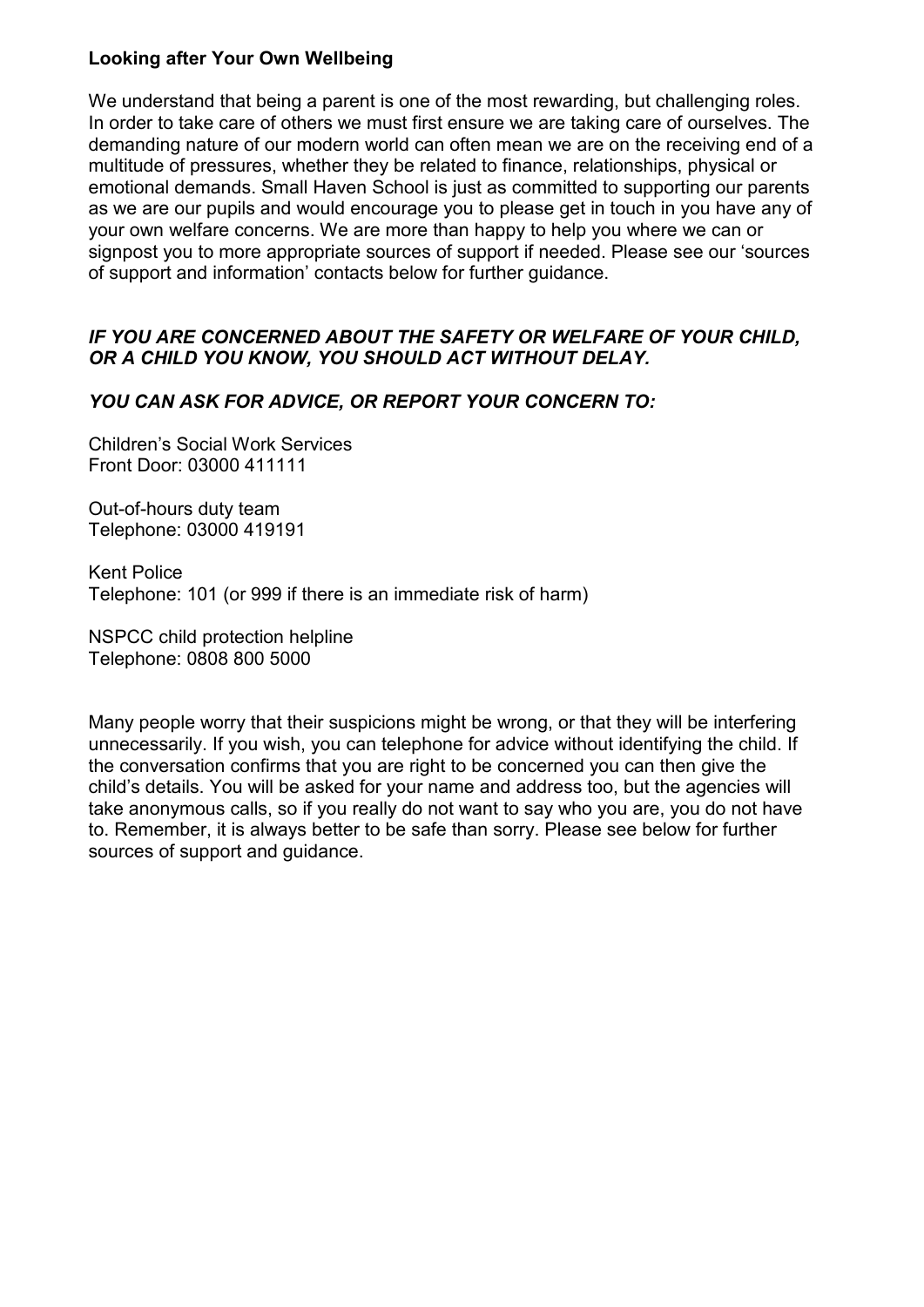**Looking after Your Own Wellbeing**

We understand that being a parent is one of the most rewarding, but challenging roles. In order to take care of others we must first ensure we are taking care of ourselves. The demanding nature of our modern world can often mean we are on the receiving end of a multitude of pressures, whether they be related to finance, relationships, physical or emotional demands. Small Haven School is just as committed to supporting our parents as we are our pupils and would encourage you to please get in touch in you have any of your own welfare concerns. We are more than happy to help you where we can or signpost you to more appropriate sources of support if needed. Please see our 'sources of support and information' contacts below for further guidance.

***IF YOU ARE CONCERNED ABOUT THE SAFETY OR WELFARE OF YOUR CHILD, OR A CHILD YOU KNOW, YOU SHOULD ACT WITHOUT DELAY.***

***YOU CAN ASK FOR ADVICE, OR REPORT YOUR CONCERN TO:***

Children's Social Work Services
Front Door: 03000 411111

Out-of-hours duty team
Telephone: 03000 419191

Kent Police
Telephone: 101 (or 999 if there is an immediate risk of harm)

NSPCC child protection helpline
Telephone: 0808 800 5000

Many people worry that their suspicions might be wrong, or that they will be interfering unnecessarily. If you wish, you can telephone for advice without identifying the child. If the conversation confirms that you are right to be concerned you can then give the child's details. You will be asked for your name and address too, but the agencies will take anonymous calls, so if you really do not want to say who you are, you do not have to. Remember, it is always better to be safe than sorry. Please see below for further sources of support and guidance.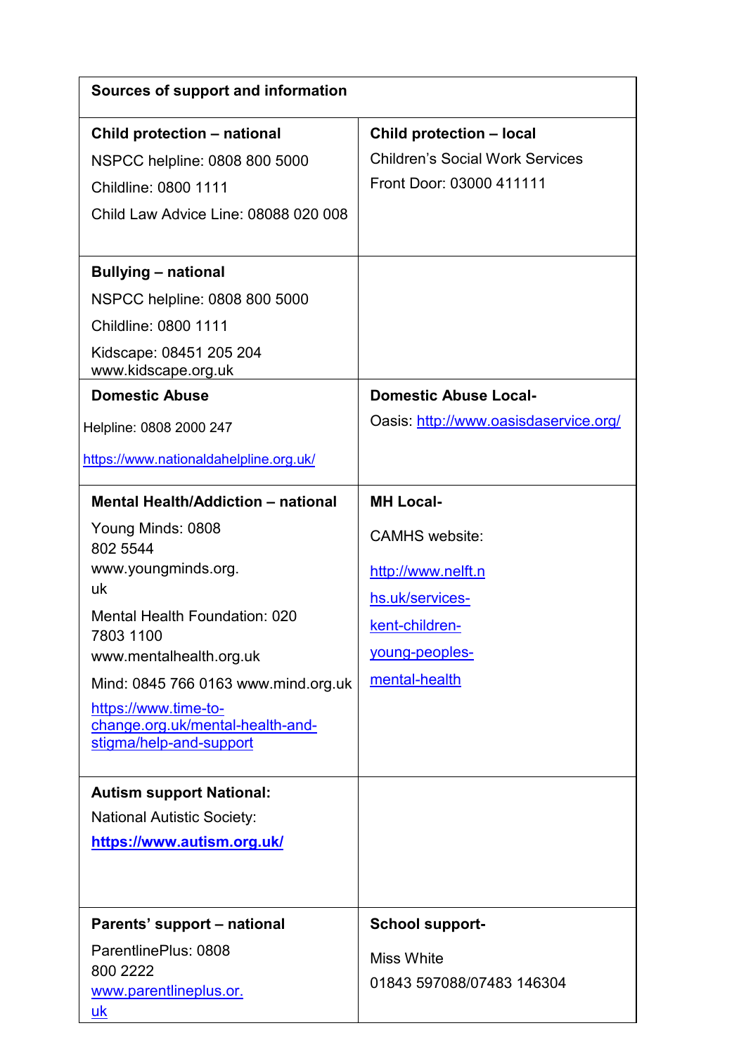| Sources of support and information | |
|---|---|
| **Child protection – national**<br>NSPCC helpline: 0808 800 5000<br>Childline: 0800 1111<br>Child Law Advice Line: 08088 020 008 | **Child protection – local**<br>Children's Social Work Services<br>Front Door: 03000 411111 |
| **Bullying – national**<br>NSPCC helpline: 0808 800 5000<br>Childline: 0800 1111<br>Kidscape: 08451 205 204<br>www.kidscape.org.uk | |
| **Domestic Abuse**<br>Helpline: 0808 2000 247<br>https://www.nationaldahelpline.org.uk/ | **Domestic Abuse Local-**<br>Oasis: http://www.oasisdaservice.org/ |
| **Mental Health/Addiction – national**<br>Young Minds: 0808 802 5544<br>www.youngminds.org.uk<br>Mental Health Foundation: 020 7803 1100<br>www.mentalhealth.org.uk<br>Mind: 0845 766 0163 www.mind.org.uk<br>https://www.time-to-change.org.uk/mental-health-and-stigma/help-and-support | **MH Local-**<br>CAMHS website:<br>http://www.nelft.nhs.uk/services-kent-children-young-peoples-mental-health |
| **Autism support National:**<br>National Autistic Society:<br>**https://www.autism.org.uk/** | |
| **Parents' support – national**<br>ParentlinePlus: 0808 800 2222<br>www.parentlineplus.or.uk | **School support-**<br>Miss White<br>01843 597088/07483 146304 |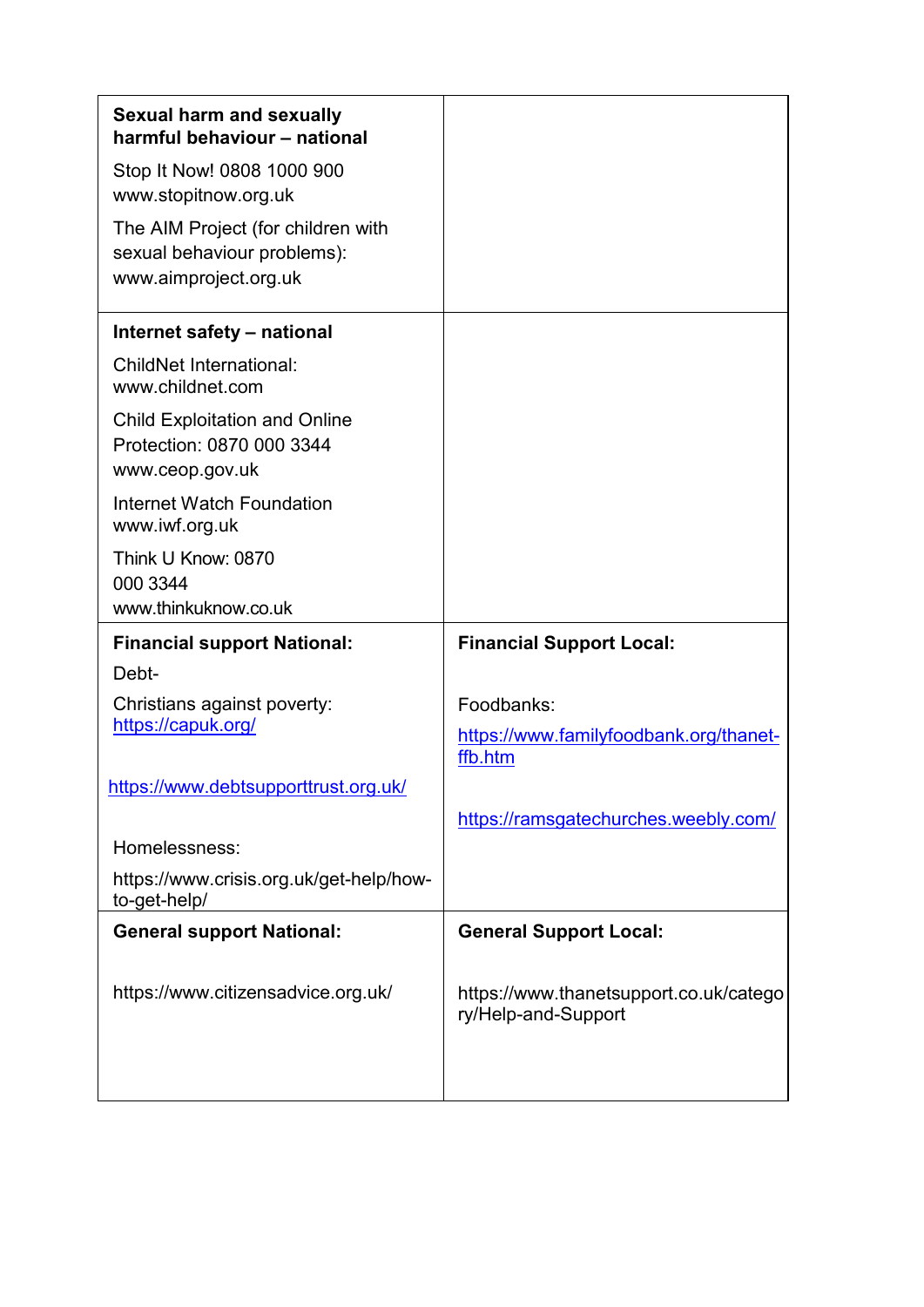| | |
|---|---|
| **Sexual harm and sexually harmful behaviour – national**<br><br>Stop It Now! 0808 1000 900 www.stopitnow.org.uk<br><br>The AIM Project (for children with sexual behaviour problems): www.aimproject.org.uk | |
| **Internet safety – national**<br><br>ChildNet International: www.childnet.com<br><br>Child Exploitation and Online Protection: 0870 000 3344 www.ceop.gov.uk<br><br>Internet Watch Foundation www.iwf.org.uk<br><br>Think U Know: 0870 000 3344 www.thinkuknow.co.uk | |
| **Financial support National:**<br><br>Debt-<br><br>Christians against poverty: https://capuk.org/<br><br>https://www.debtsupporttrust.org.uk/<br><br>Homelessness:<br><br>https://www.crisis.org.uk/get-help/how-to-get-help/ | **Financial Support Local:**<br><br>Foodbanks:<br><br>https://www.familyfoodbank.org/thanet-ffb.htm<br><br>https://ramsgatechurches.weebly.com/ |
| **General support National:**<br><br>https://www.citizensadvice.org.uk/ | **General Support Local:**<br><br>https://www.thanetsupport.co.uk/category/Help-and-Support |